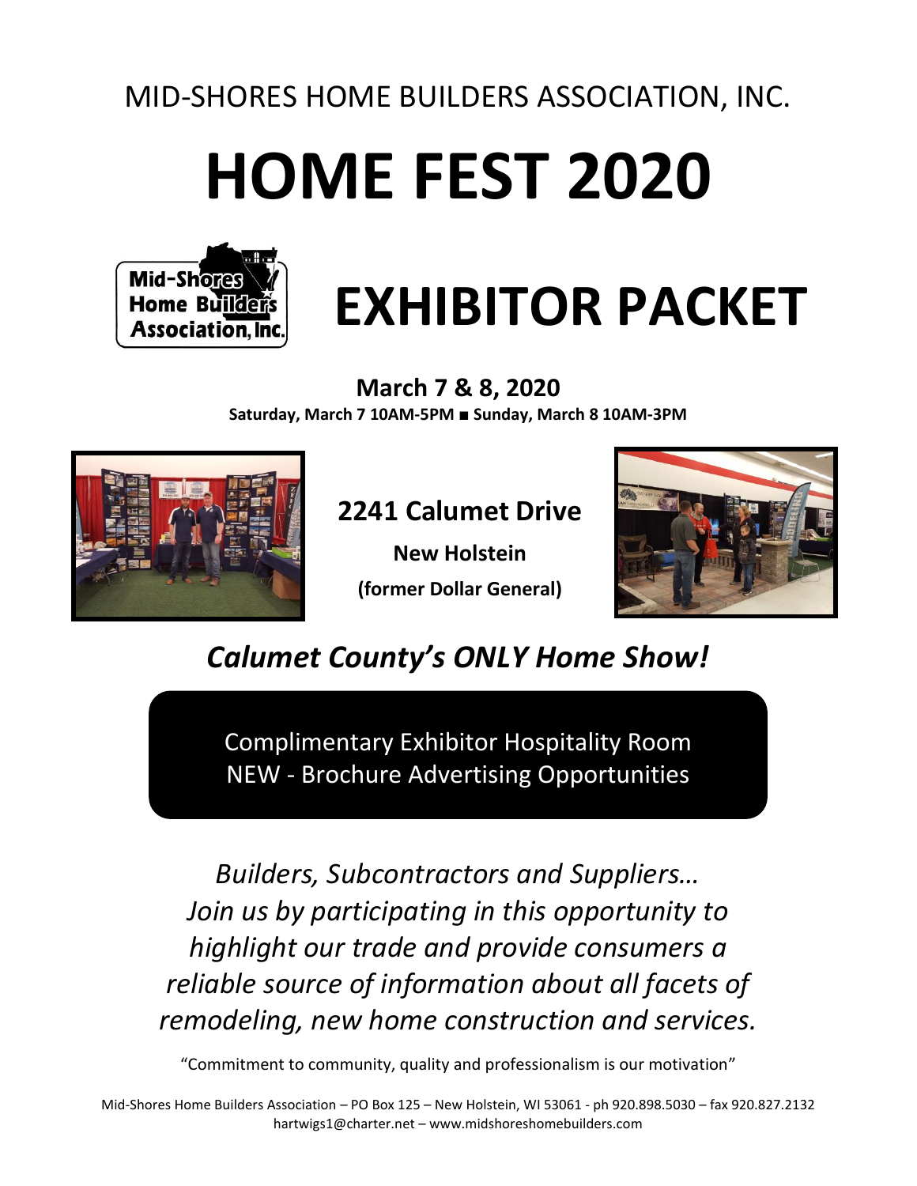MID-SHORES HOME BUILDERS ASSOCIATION, INC.

# HOME FEST 2020

# EXHIBITOR PACKET

**March 7 & 8, 2020**

**Saturday, March 7 10AM-5PM ■ Sunday, March 8 10AM-3PM**

**2241 Calumet Drive**

**New Holstein**

**(former Dollar General)**

## *Calumet County's ONLY Home Show!*

Complimentary Exhibitor Hospitality Room
NEW - Brochure Advertising Opportunities

*Builders, Subcontractors and Suppliers… Join us by participating in this opportunity to highlight our trade and provide consumers a reliable source of information about all facets of remodeling, new home construction and services.*

"Commitment to community, quality and professionalism is our motivation"

Mid-Shores Home Builders Association – PO Box 125 – New Holstein, WI 53061 - ph 920.898.5030 – fax 920.827.2132
hartwigs1@charter.net – www.midshoreshomebuilders.com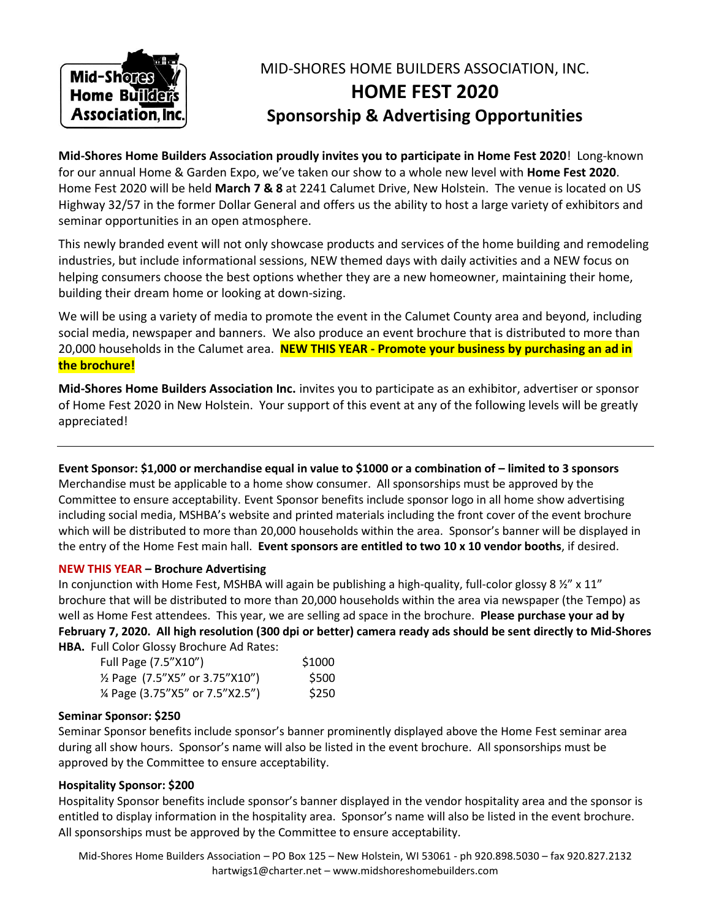# MID-SHORES HOME BUILDERS ASSOCIATION, INC.

## HOME FEST 2020

## Sponsorship & Advertising Opportunities

**Mid-Shores Home Builders Association proudly invites you to participate in Home Fest 2020**! Long-known for our annual Home & Garden Expo, we've taken our show to a whole new level with **Home Fest 2020**. Home Fest 2020 will be held **March 7 & 8** at 2241 Calumet Drive, New Holstein. The venue is located on US Highway 32/57 in the former Dollar General and offers us the ability to host a large variety of exhibitors and seminar opportunities in an open atmosphere.

This newly branded event will not only showcase products and services of the home building and remodeling industries, but include informational sessions, NEW themed days with daily activities and a NEW focus on helping consumers choose the best options whether they are a new homeowner, maintaining their home, building their dream home or looking at down-sizing.

We will be using a variety of media to promote the event in the Calumet County area and beyond, including social media, newspaper and banners. We also produce an event brochure that is distributed to more than 20,000 households in the Calumet area. **NEW THIS YEAR - Promote your business by purchasing an ad in the brochure!**

**Mid-Shores Home Builders Association Inc.** invites you to participate as an exhibitor, advertiser or sponsor of Home Fest 2020 in New Holstein. Your support of this event at any of the following levels will be greatly appreciated!

---

**Event Sponsor: $1,000 or merchandise equal in value to $1000 or a combination of – limited to 3 sponsors**
Merchandise must be applicable to a home show consumer. All sponsorships must be approved by the Committee to ensure acceptability. Event Sponsor benefits include sponsor logo in all home show advertising including social media, MSHBA's website and printed materials including the front cover of the event brochure which will be distributed to more than 20,000 households within the area. Sponsor's banner will be displayed in the entry of the Home Fest main hall. **Event sponsors are entitled to two 10 x 10 vendor booths**, if desired.

**NEW THIS YEAR – Brochure Advertising**
In conjunction with Home Fest, MSHBA will again be publishing a high-quality, full-color glossy 8 ½" x 11" brochure that will be distributed to more than 20,000 households within the area via newspaper (the Tempo) as well as Home Fest attendees. This year, we are selling ad space in the brochure. **Please purchase your ad by February 7, 2020. All high resolution (300 dpi or better) camera ready ads should be sent directly to Mid-Shores HBA.** Full Color Glossy Brochure Ad Rates:

| | |
|---|---|
| Full Page (7.5"X10") | $1000 |
| ½ Page (7.5"X5" or 3.75"X10") | $500 |
| ¼ Page (3.75"X5" or 7.5"X2.5") | $250 |

**Seminar Sponsor: $250**
Seminar Sponsor benefits include sponsor's banner prominently displayed above the Home Fest seminar area during all show hours. Sponsor's name will also be listed in the event brochure. All sponsorships must be approved by the Committee to ensure acceptability.

**Hospitality Sponsor: $200**
Hospitality Sponsor benefits include sponsor's banner displayed in the vendor hospitality area and the sponsor is entitled to display information in the hospitality area. Sponsor's name will also be listed in the event brochure. All sponsorships must be approved by the Committee to ensure acceptability.

Mid-Shores Home Builders Association – PO Box 125 – New Holstein, WI 53061 - ph 920.898.5030 – fax 920.827.2132
hartwigs1@charter.net – www.midshoreshomebuilders.com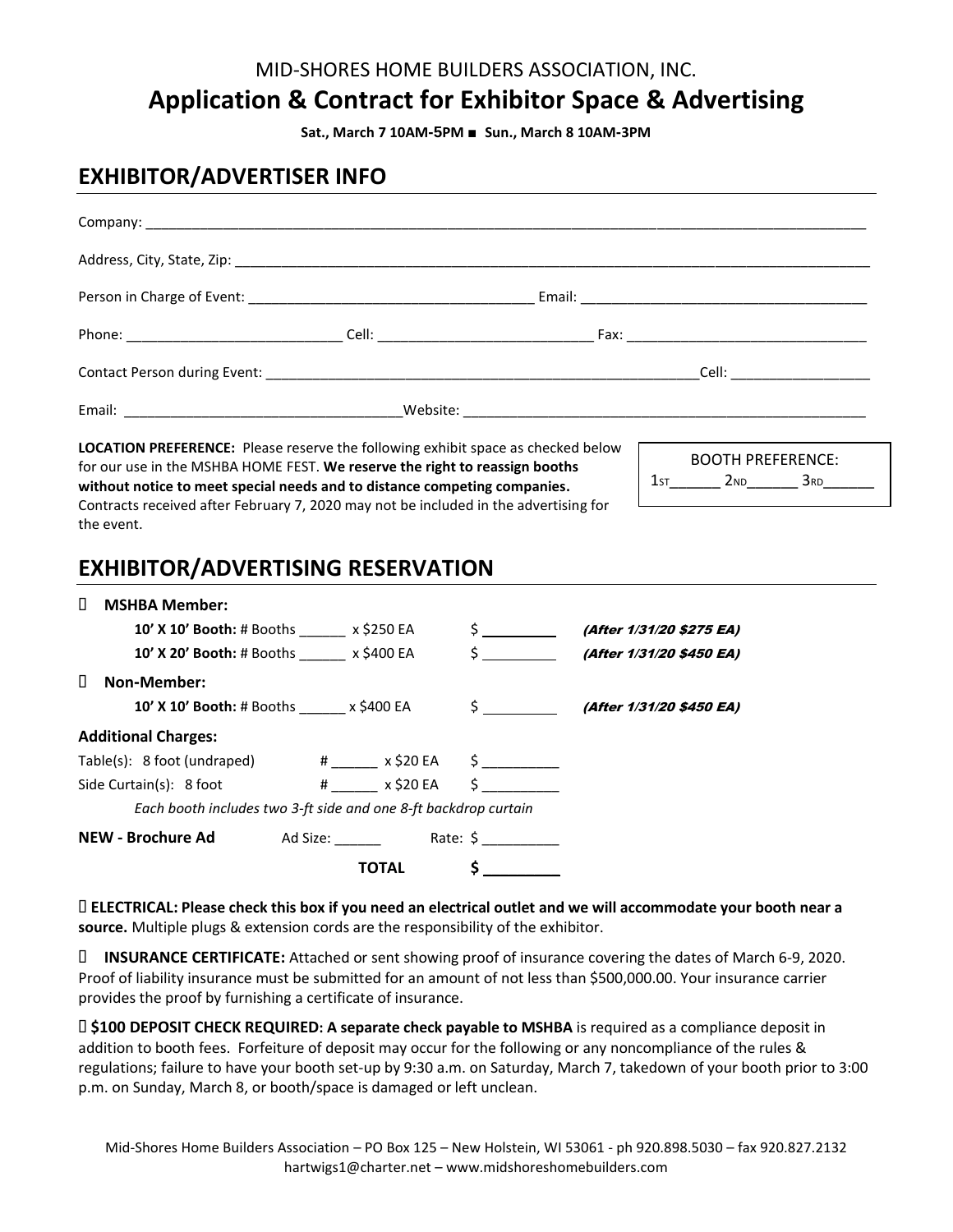MID-SHORES HOME BUILDERS ASSOCIATION, INC.

# Application & Contract for Exhibitor Space & Advertising

**Sat., March 7 10AM-5PM ■ Sun., March 8 10AM-3PM**

## EXHIBITOR/ADVERTISER INFO

Company: ______________________________________________________________________________

Address, City, State, Zip: ______________________________________________________________________

Person in Charge of Event: ________________________________ Email: ________________________________

Phone: __________________________ Cell: __________________________ Fax: ____________________________

Contact Person during Event: ___________________________________________________Cell: ________________

Email: _________________________________Website: _________________________________________________

**LOCATION PREFERENCE:** Please reserve the following exhibit space as checked below for our use in the MSHBA HOME FEST. **We reserve the right to reassign booths without notice to meet special needs and to distance competing companies.** Contracts received after February 7, 2020 may not be included in the advertising for the event.

BOOTH PREFERENCE:
1ST______ 2ND______ 3RD______

## EXHIBITOR/ADVERTISING RESERVATION

☐ **MSHBA Member:**

| | | | |
|---|---|---|---|
| **10' X 10' Booth:** # Booths ______ | x $250 EA | $ _________ | ***(After 1/31/20 $275 EA)*** |
| **10' X 20' Booth:** # Booths ______ | x $400 EA | $ _________ | ***(After 1/31/20 $450 EA)*** |

☐ **Non-Member:**

| | | | |
|---|---|---|---|
| **10' X 10' Booth:** # Booths ______ | x $400 EA | $ _________ | ***(After 1/31/20 $450 EA)*** |

**Additional Charges:**

| | | | |
|---|---|---|---|
| Table(s): 8 foot (undraped) | # ______ | x $20 EA | $ _________ |
| Side Curtain(s): 8 foot | # ______ | x $20 EA | $ _________ |

*Each booth includes two 3-ft side and one 8-ft backdrop curtain*

**NEW - Brochure Ad** Ad Size: ______ Rate: $ _________

**TOTAL** **$ _________**

☐ **ELECTRICAL: Please check this box if you need an electrical outlet and we will accommodate your booth near a source.** Multiple plugs & extension cords are the responsibility of the exhibitor.

☐ **INSURANCE CERTIFICATE:** Attached or sent showing proof of insurance covering the dates of March 6-9, 2020. Proof of liability insurance must be submitted for an amount of not less than $500,000.00. Your insurance carrier provides the proof by furnishing a certificate of insurance.

☐ **$100 DEPOSIT CHECK REQUIRED: A separate check payable to MSHBA** is required as a compliance deposit in addition to booth fees. Forfeiture of deposit may occur for the following or any noncompliance of the rules & regulations; failure to have your booth set-up by 9:30 a.m. on Saturday, March 7, takedown of your booth prior to 3:00 p.m. on Sunday, March 8, or booth/space is damaged or left unclean.

Mid-Shores Home Builders Association – PO Box 125 – New Holstein, WI 53061 - ph 920.898.5030 – fax 920.827.2132
hartwigs1@charter.net – www.midshoreshomebuilders.com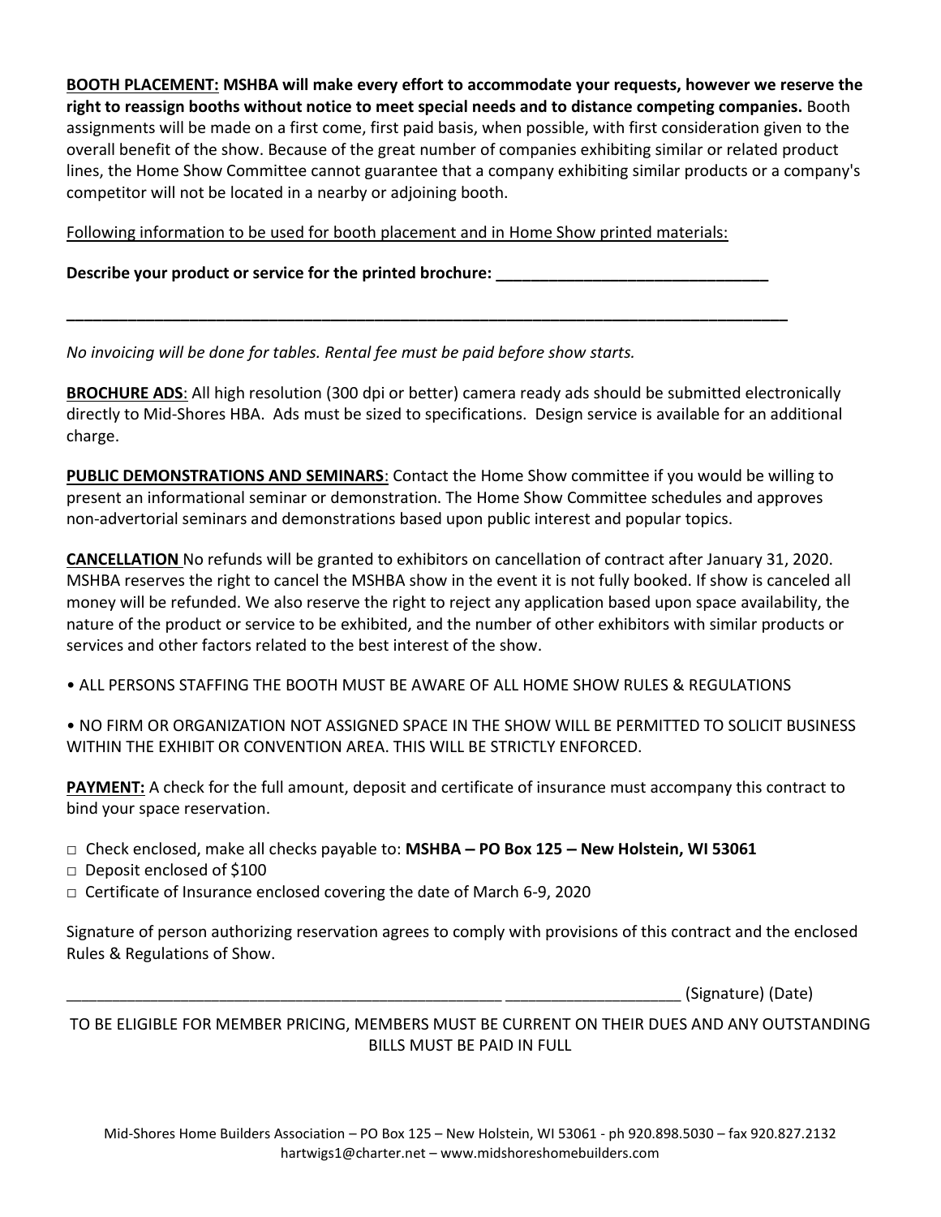**BOOTH PLACEMENT: MSHBA will make every effort to accommodate your requests, however we reserve the right to reassign booths without notice to meet special needs and to distance competing companies.** Booth assignments will be made on a first come, first paid basis, when possible, with first consideration given to the overall benefit of the show. Because of the great number of companies exhibiting similar or related product lines, the Home Show Committee cannot guarantee that a company exhibiting similar products or a company's competitor will not be located in a nearby or adjoining booth.

Following information to be used for booth placement and in Home Show printed materials:

**Describe your product or service for the printed brochure: _______________________________**

**_______________________________________________________________________________**

*No invoicing will be done for tables. Rental fee must be paid before show starts.*

**BROCHURE ADS**: All high resolution (300 dpi or better) camera ready ads should be submitted electronically directly to Mid-Shores HBA. Ads must be sized to specifications. Design service is available for an additional charge.

**PUBLIC DEMONSTRATIONS AND SEMINARS**: Contact the Home Show committee if you would be willing to present an informational seminar or demonstration. The Home Show Committee schedules and approves non-advertorial seminars and demonstrations based upon public interest and popular topics.

**CANCELLATION** No refunds will be granted to exhibitors on cancellation of contract after January 31, 2020. MSHBA reserves the right to cancel the MSHBA show in the event it is not fully booked. If show is canceled all money will be refunded. We also reserve the right to reject any application based upon space availability, the nature of the product or service to be exhibited, and the number of other exhibitors with similar products or services and other factors related to the best interest of the show.

- ALL PERSONS STAFFING THE BOOTH MUST BE AWARE OF ALL HOME SHOW RULES & REGULATIONS

- NO FIRM OR ORGANIZATION NOT ASSIGNED SPACE IN THE SHOW WILL BE PERMITTED TO SOLICIT BUSINESS WITHIN THE EXHIBIT OR CONVENTION AREA. THIS WILL BE STRICTLY ENFORCED.

**PAYMENT:** A check for the full amount, deposit and certificate of insurance must accompany this contract to bind your space reservation.

□ Check enclosed, make all checks payable to: **MSHBA – PO Box 125 – New Holstein, WI 53061**
□ Deposit enclosed of $100
□ Certificate of Insurance enclosed covering the date of March 6-9, 2020

Signature of person authorizing reservation agrees to comply with provisions of this contract and the enclosed Rules & Regulations of Show.

_____________________________________________________ ____________________ (Signature) (Date)

TO BE ELIGIBLE FOR MEMBER PRICING, MEMBERS MUST BE CURRENT ON THEIR DUES AND ANY OUTSTANDING BILLS MUST BE PAID IN FULL

Mid-Shores Home Builders Association – PO Box 125 – New Holstein, WI 53061 - ph 920.898.5030 – fax 920.827.2132
hartwigs1@charter.net – www.midshoreshomebuilders.com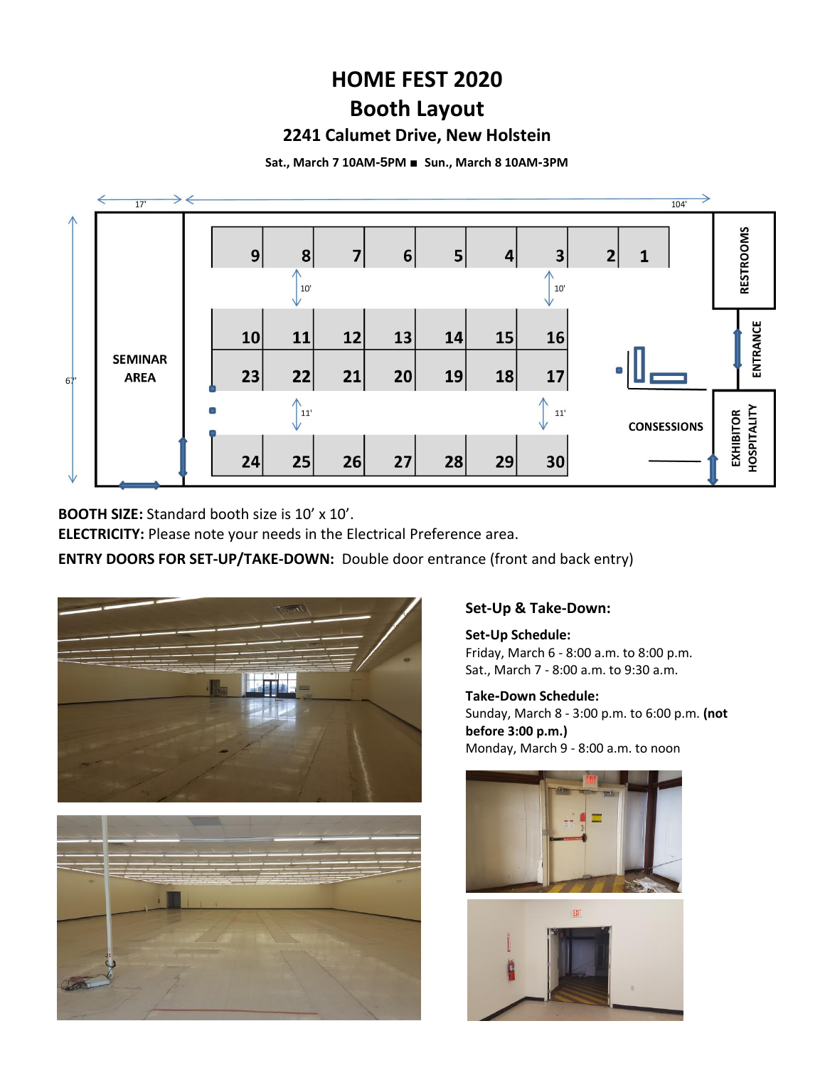# HOME FEST 2020

## Booth Layout

### 2241 Calumet Drive, New Holstein

**Sat., March 7 10AM-5PM ■ Sun., March 8 10AM-3PM**

**BOOTH SIZE:** Standard booth size is 10' x 10'.

**ELECTRICITY:** Please note your needs in the Electrical Preference area.

**ENTRY DOORS FOR SET-UP/TAKE-DOWN:** Double door entrance (front and back entry)

### Set-Up & Take-Down:

**Set-Up Schedule:**
Friday, March 6 - 8:00 a.m. to 8:00 p.m.
Sat., March 7 - 8:00 a.m. to 9:30 a.m.

**Take-Down Schedule:**
Sunday, March 8 - 3:00 p.m. to 6:00 p.m. **(not before 3:00 p.m.)**
Monday, March 9 - 8:00 a.m. to noon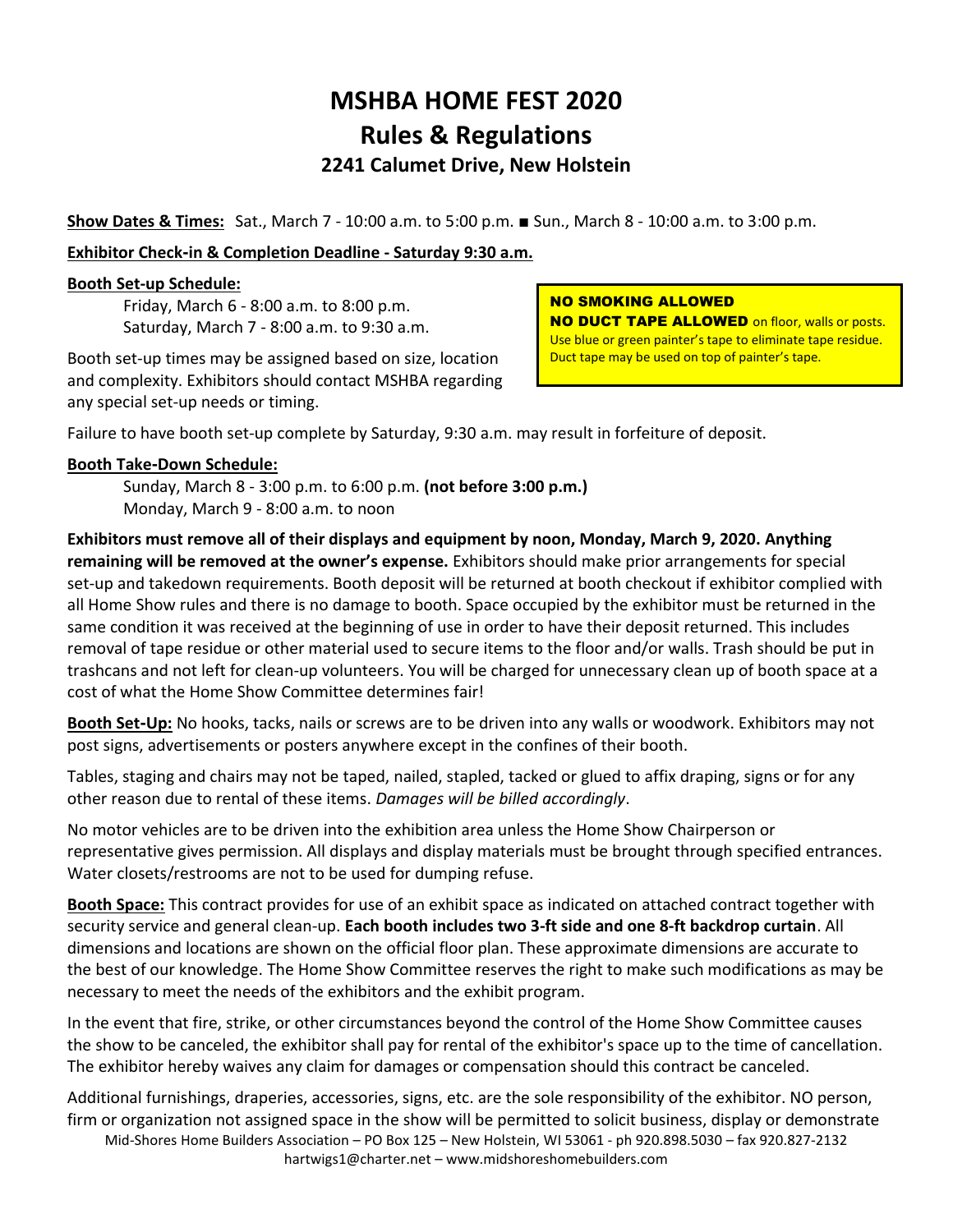# MSHBA HOME FEST 2020

# Rules & Regulations

### 2241 Calumet Drive, New Holstein

**Show Dates & Times:** Sat., March 7 - 10:00 a.m. to 5:00 p.m. ■ Sun., March 8 - 10:00 a.m. to 3:00 p.m.

**Exhibitor Check-in & Completion Deadline - Saturday 9:30 a.m.**

**Booth Set-up Schedule:**

Friday, March 6 - 8:00 a.m. to 8:00 p.m.
Saturday, March 7 - 8:00 a.m. to 9:30 a.m.

Booth set-up times may be assigned based on size, location and complexity. Exhibitors should contact MSHBA regarding any special set-up needs or timing.

**NO SMOKING ALLOWED**
**NO DUCT TAPE ALLOWED** on floor, walls or posts. Use blue or green painter's tape to eliminate tape residue. Duct tape may be used on top of painter's tape.

Failure to have booth set-up complete by Saturday, 9:30 a.m. may result in forfeiture of deposit.

**Booth Take-Down Schedule:**

Sunday, March 8 - 3:00 p.m. to 6:00 p.m. **(not before 3:00 p.m.)**
Monday, March 9 - 8:00 a.m. to noon

**Exhibitors must remove all of their displays and equipment by noon, Monday, March 9, 2020. Anything remaining will be removed at the owner's expense.** Exhibitors should make prior arrangements for special set-up and takedown requirements. Booth deposit will be returned at booth checkout if exhibitor complied with all Home Show rules and there is no damage to booth. Space occupied by the exhibitor must be returned in the same condition it was received at the beginning of use in order to have their deposit returned. This includes removal of tape residue or other material used to secure items to the floor and/or walls. Trash should be put in trashcans and not left for clean-up volunteers. You will be charged for unnecessary clean up of booth space at a cost of what the Home Show Committee determines fair!

**Booth Set-Up:** No hooks, tacks, nails or screws are to be driven into any walls or woodwork. Exhibitors may not post signs, advertisements or posters anywhere except in the confines of their booth.

Tables, staging and chairs may not be taped, nailed, stapled, tacked or glued to affix draping, signs or for any other reason due to rental of these items. *Damages will be billed accordingly*.

No motor vehicles are to be driven into the exhibition area unless the Home Show Chairperson or representative gives permission. All displays and display materials must be brought through specified entrances. Water closets/restrooms are not to be used for dumping refuse.

**Booth Space:** This contract provides for use of an exhibit space as indicated on attached contract together with security service and general clean-up. **Each booth includes two 3-ft side and one 8-ft backdrop curtain**. All dimensions and locations are shown on the official floor plan. These approximate dimensions are accurate to the best of our knowledge. The Home Show Committee reserves the right to make such modifications as may be necessary to meet the needs of the exhibitors and the exhibit program.

In the event that fire, strike, or other circumstances beyond the control of the Home Show Committee causes the show to be canceled, the exhibitor shall pay for rental of the exhibitor's space up to the time of cancellation. The exhibitor hereby waives any claim for damages or compensation should this contract be canceled.

Additional furnishings, draperies, accessories, signs, etc. are the sole responsibility of the exhibitor. NO person, firm or organization not assigned space in the show will be permitted to solicit business, display or demonstrate

Mid-Shores Home Builders Association – PO Box 125 – New Holstein, WI 53061 - ph 920.898.5030 – fax 920.827-2132
hartwigs1@charter.net – www.midshoreshomebuilders.com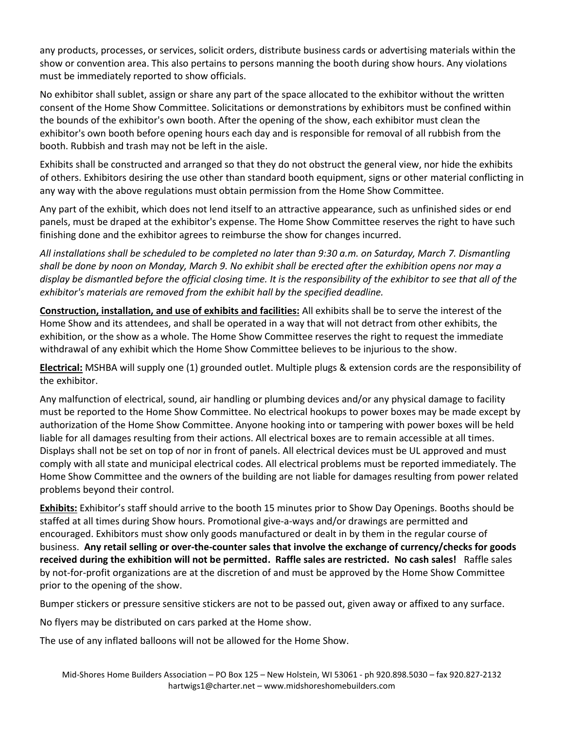any products, processes, or services, solicit orders, distribute business cards or advertising materials within the show or convention area. This also pertains to persons manning the booth during show hours. Any violations must be immediately reported to show officials.

No exhibitor shall sublet, assign or share any part of the space allocated to the exhibitor without the written consent of the Home Show Committee. Solicitations or demonstrations by exhibitors must be confined within the bounds of the exhibitor's own booth. After the opening of the show, each exhibitor must clean the exhibitor's own booth before opening hours each day and is responsible for removal of all rubbish from the booth. Rubbish and trash may not be left in the aisle.

Exhibits shall be constructed and arranged so that they do not obstruct the general view, nor hide the exhibits of others. Exhibitors desiring the use other than standard booth equipment, signs or other material conflicting in any way with the above regulations must obtain permission from the Home Show Committee.

Any part of the exhibit, which does not lend itself to an attractive appearance, such as unfinished sides or end panels, must be draped at the exhibitor's expense. The Home Show Committee reserves the right to have such finishing done and the exhibitor agrees to reimburse the show for changes incurred.

*All installations shall be scheduled to be completed no later than 9:30 a.m. on Saturday, March 7. Dismantling shall be done by noon on Monday, March 9. No exhibit shall be erected after the exhibition opens nor may a display be dismantled before the official closing time. It is the responsibility of the exhibitor to see that all of the exhibitor's materials are removed from the exhibit hall by the specified deadline.*

**Construction, installation, and use of exhibits and facilities:** All exhibits shall be to serve the interest of the Home Show and its attendees, and shall be operated in a way that will not detract from other exhibits, the exhibition, or the show as a whole. The Home Show Committee reserves the right to request the immediate withdrawal of any exhibit which the Home Show Committee believes to be injurious to the show.

**Electrical:** MSHBA will supply one (1) grounded outlet. Multiple plugs & extension cords are the responsibility of the exhibitor.

Any malfunction of electrical, sound, air handling or plumbing devices and/or any physical damage to facility must be reported to the Home Show Committee. No electrical hookups to power boxes may be made except by authorization of the Home Show Committee. Anyone hooking into or tampering with power boxes will be held liable for all damages resulting from their actions. All electrical boxes are to remain accessible at all times. Displays shall not be set on top of nor in front of panels. All electrical devices must be UL approved and must comply with all state and municipal electrical codes. All electrical problems must be reported immediately. The Home Show Committee and the owners of the building are not liable for damages resulting from power related problems beyond their control.

**Exhibits:** Exhibitor's staff should arrive to the booth 15 minutes prior to Show Day Openings. Booths should be staffed at all times during Show hours. Promotional give-a-ways and/or drawings are permitted and encouraged. Exhibitors must show only goods manufactured or dealt in by them in the regular course of business. **Any retail selling or over-the-counter sales that involve the exchange of currency/checks for goods received during the exhibition will not be permitted. Raffle sales are restricted. No cash sales!** Raffle sales by not-for-profit organizations are at the discretion of and must be approved by the Home Show Committee prior to the opening of the show.

Bumper stickers or pressure sensitive stickers are not to be passed out, given away or affixed to any surface.

No flyers may be distributed on cars parked at the Home show.

The use of any inflated balloons will not be allowed for the Home Show.

Mid-Shores Home Builders Association – PO Box 125 – New Holstein, WI 53061 - ph 920.898.5030 – fax 920.827-2132
hartwigs1@charter.net – www.midshoreshomebuilders.com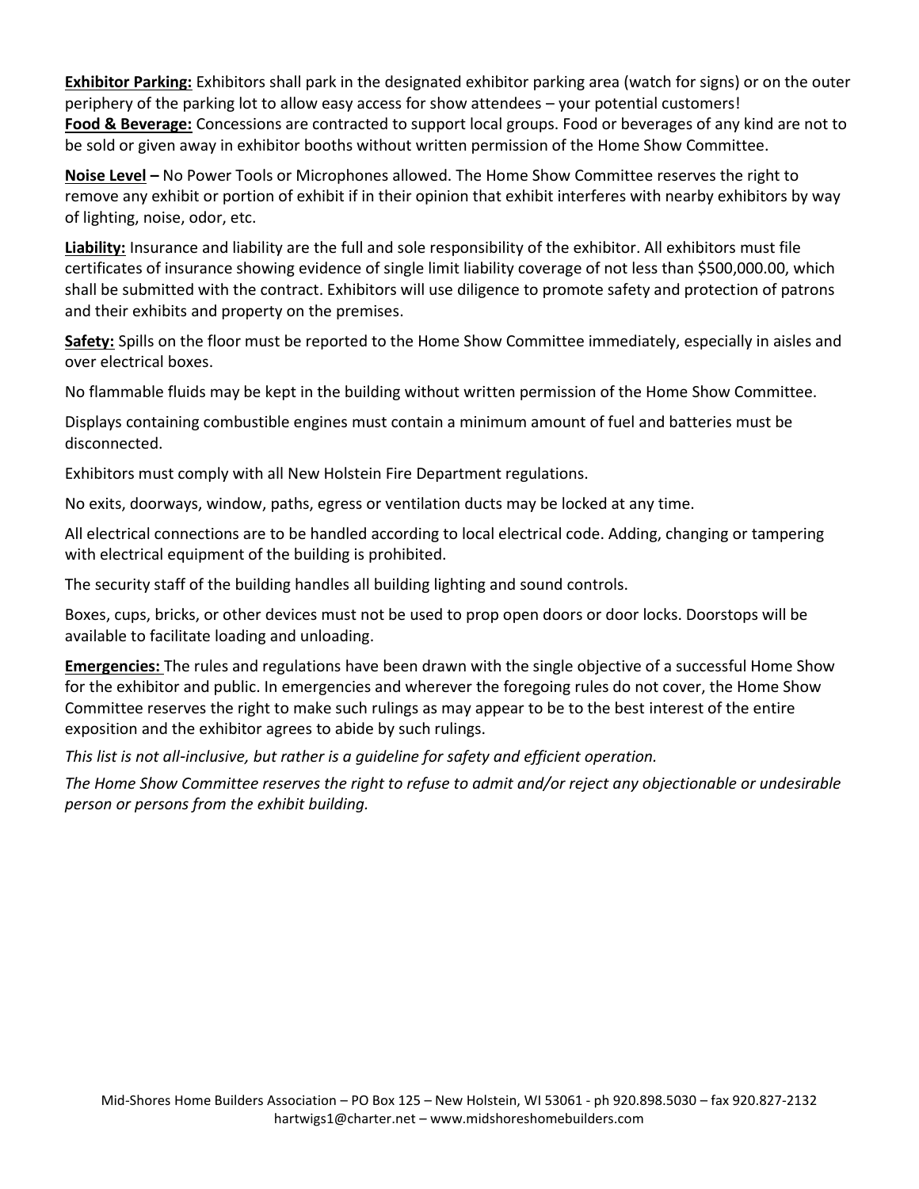**Exhibitor Parking:** Exhibitors shall park in the designated exhibitor parking area (watch for signs) or on the outer periphery of the parking lot to allow easy access for show attendees – your potential customers!
**Food & Beverage:** Concessions are contracted to support local groups. Food or beverages of any kind are not to be sold or given away in exhibitor booths without written permission of the Home Show Committee.

**Noise Level –** No Power Tools or Microphones allowed. The Home Show Committee reserves the right to remove any exhibit or portion of exhibit if in their opinion that exhibit interferes with nearby exhibitors by way of lighting, noise, odor, etc.

**Liability:** Insurance and liability are the full and sole responsibility of the exhibitor. All exhibitors must file certificates of insurance showing evidence of single limit liability coverage of not less than $500,000.00, which shall be submitted with the contract. Exhibitors will use diligence to promote safety and protection of patrons and their exhibits and property on the premises.

**Safety:** Spills on the floor must be reported to the Home Show Committee immediately, especially in aisles and over electrical boxes.

No flammable fluids may be kept in the building without written permission of the Home Show Committee.

Displays containing combustible engines must contain a minimum amount of fuel and batteries must be disconnected.

Exhibitors must comply with all New Holstein Fire Department regulations.

No exits, doorways, window, paths, egress or ventilation ducts may be locked at any time.

All electrical connections are to be handled according to local electrical code. Adding, changing or tampering with electrical equipment of the building is prohibited.

The security staff of the building handles all building lighting and sound controls.

Boxes, cups, bricks, or other devices must not be used to prop open doors or door locks. Doorstops will be available to facilitate loading and unloading.

**Emergencies:** The rules and regulations have been drawn with the single objective of a successful Home Show for the exhibitor and public. In emergencies and wherever the foregoing rules do not cover, the Home Show Committee reserves the right to make such rulings as may appear to be to the best interest of the entire exposition and the exhibitor agrees to abide by such rulings.

*This list is not all-inclusive, but rather is a guideline for safety and efficient operation.*

*The Home Show Committee reserves the right to refuse to admit and/or reject any objectionable or undesirable person or persons from the exhibit building.*

Mid-Shores Home Builders Association – PO Box 125 – New Holstein, WI 53061 - ph 920.898.5030 – fax 920.827-2132
hartwigs1@charter.net – www.midshoreshomebuilders.com